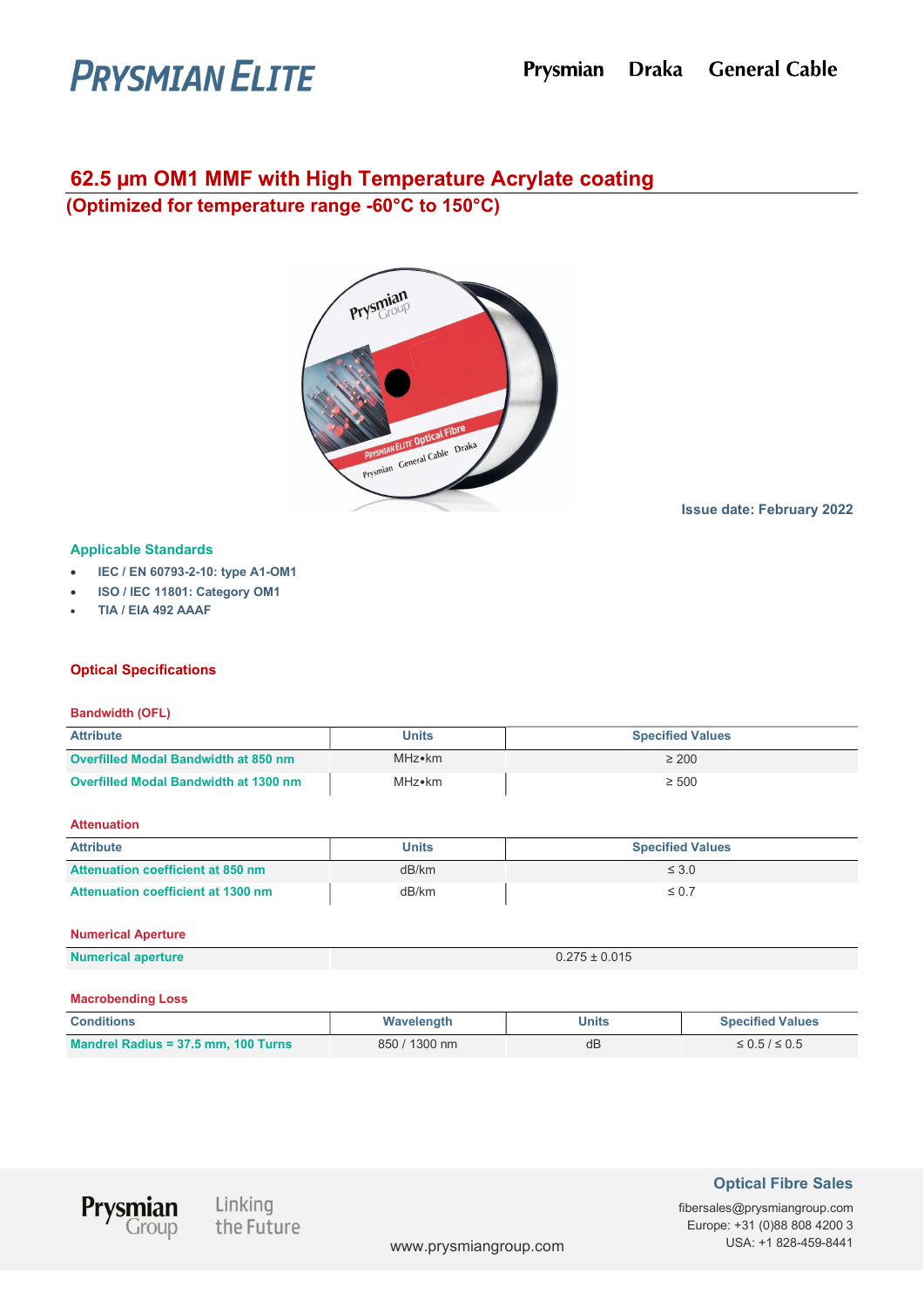PRYSMIAN ELITE

Prysmian Draka General Cable

# 62.5 µm OM1 MMF with High Temperature Acrylate coating

## (Optimized for temperature range -60°C to 150°C)

Issue date: February 2022

### Applicable Standards

- IEC / EN 60793-2-10: type A1-OM1
- ISO / IEC 11801: Category OM1
- TIA / EIA 492 AAAF

## Optical Specifications

### Bandwidth (OFL)

| Attribute | Units | Specified Values |
|---|---|---|
| Overfilled Modal Bandwidth at 850 nm | MHz•km | ≥ 200 |
| Overfilled Modal Bandwidth at 1300 nm | MHz•km | ≥ 500 |

### Attenuation

| Attribute | Units | Specified Values |
|---|---|---|
| Attenuation coefficient at 850 nm | dB/km | ≤ 3.0 |
| Attenuation coefficient at 1300 nm | dB/km | ≤ 0.7 |

### Numerical Aperture

| | |
|---|---|
| Numerical aperture | 0.275 ± 0.015 |

### Macrobending Loss

| Conditions | Wavelength | Units | Specified Values |
|---|---|---|---|
| Mandrel Radius = 37.5 mm, 100 Turns | 850 / 1300 nm | dB | ≤ 0.5 / ≤ 0.5 |

Prysmian Group — Linking the Future

www.prysmiangroup.com

**Optical Fibre Sales**
fibersales@prysmiangroup.com
Europe: +31 (0)88 808 4200 3
USA: +1 828-459-8441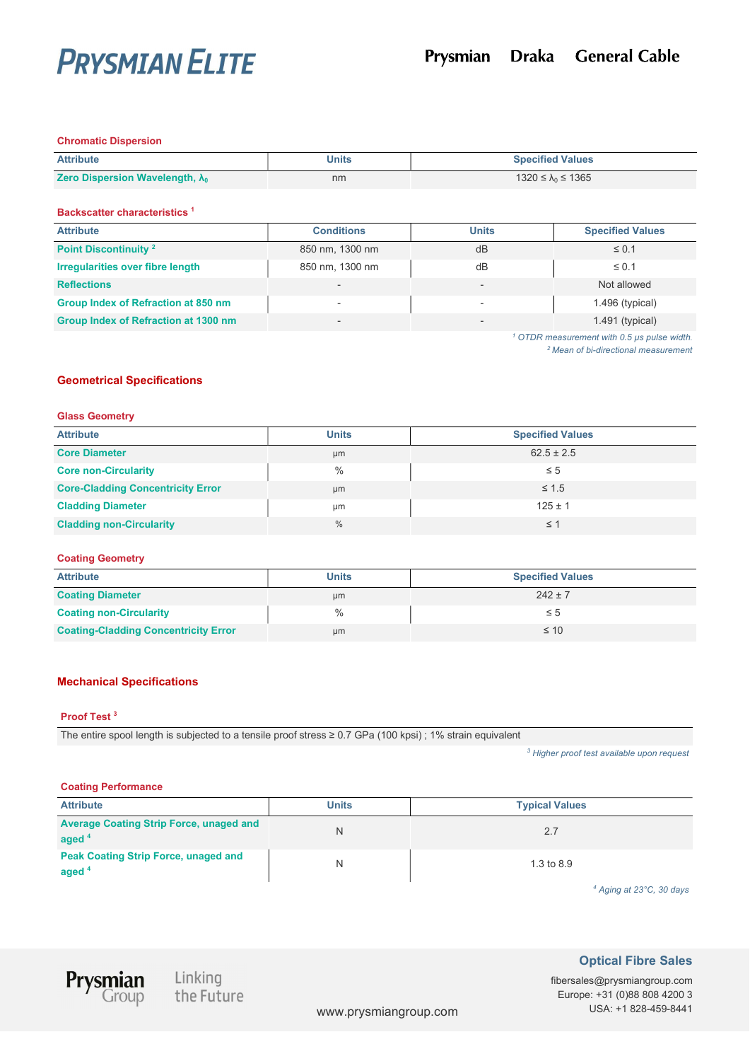### Chromatic Dispersion

| Attribute | Units | Specified Values |
|---|---|---|
| Zero Dispersion Wavelength, $\lambda_0$ | nm | $1320 \leq \lambda_0 \leq 1365$ |

### Backscatter characteristics [1]

| Attribute | Conditions | Units | Specified Values |
|---|---|---|---|
| Point Discontinuity [2] | 850 nm, 1300 nm | dB | ≤ 0.1 |
| Irregularities over fibre length | 850 nm, 1300 nm | dB | ≤ 0.1 |
| Reflections | - | - | Not allowed |
| Group Index of Refraction at 850 nm | - | - | 1.496 (typical) |
| Group Index of Refraction at 1300 nm | - | - | 1.491 (typical) |

*[1] OTDR measurement with 0.5 µs pulse width.*
*[2] Mean of bi-directional measurement*

## Geometrical Specifications

### Glass Geometry

| Attribute | Units | Specified Values |
|---|---|---|
| Core Diameter | µm | 62.5 ± 2.5 |
| Core non-Circularity | % | ≤ 5 |
| Core-Cladding Concentricity Error | µm | ≤ 1.5 |
| Cladding Diameter | µm | 125 ± 1 |
| Cladding non-Circularity | % | ≤ 1 |

### Coating Geometry

| Attribute | Units | Specified Values |
|---|---|---|
| Coating Diameter | µm | 242 ± 7 |
| Coating non-Circularity | % | ≤ 5 |
| Coating-Cladding Concentricity Error | µm | ≤ 10 |

## Mechanical Specifications

### Proof Test [3]

The entire spool length is subjected to a tensile proof stress ≥ 0.7 GPa (100 kpsi) ; 1% strain equivalent

*[3] Higher proof test available upon request*

### Coating Performance

| Attribute | Units | Typical Values |
|---|---|---|
| Average Coating Strip Force, unaged and aged [4] | N | 2.7 |
| Peak Coating Strip Force, unaged and aged [4] | N | 1.3 to 8.9 |

*[4] Aging at 23°C, 30 days*

**Optical Fibre Sales**

fibersales@prysmiangroup.com
Europe: +31 (0)88 808 4200 3
USA: +1 828-459-8441

www.prysmiangroup.com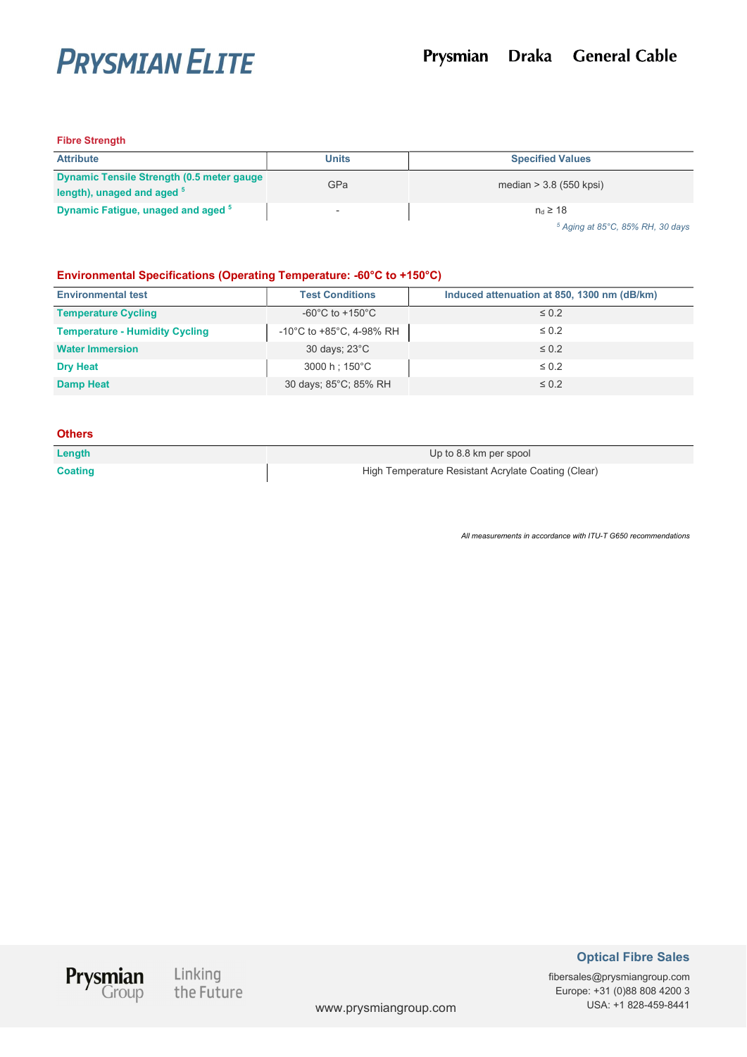### Fibre Strength

| Attribute | Units | Specified Values |
|---|---|---|
| Dynamic Tensile Strength (0.5 meter gauge length), unaged and aged [5] | GPa | median > 3.8 (550 kpsi) |
| Dynamic Fatigue, unaged and aged [5] | - | $n_d \geq 18$ |

*[5] Aging at 85°C, 85% RH, 30 days*

### Environmental Specifications (Operating Temperature: -60°C to +150°C)

| Environmental test | Test Conditions | Induced attenuation at 850, 1300 nm (dB/km) |
|---|---|---|
| Temperature Cycling | -60°C to +150°C | ≤ 0.2 |
| Temperature - Humidity Cycling | -10°C to +85°C, 4-98% RH | ≤ 0.2 |
| Water Immersion | 30 days; 23°C | ≤ 0.2 |
| Dry Heat | 3000 h ; 150°C | ≤ 0.2 |
| Damp Heat | 30 days; 85°C; 85% RH | ≤ 0.2 |

### Others

| | |
|---|---|
| Length | Up to 8.8 km per spool |
| Coating | High Temperature Resistant Acrylate Coating (Clear) |

*All measurements in accordance with ITU-T G650 recommendations*

**Optical Fibre Sales**

fibersales@prysmiangroup.com
Europe: +31 (0)88 808 4200 3
USA: +1 828-459-8441

www.prysmiangroup.com